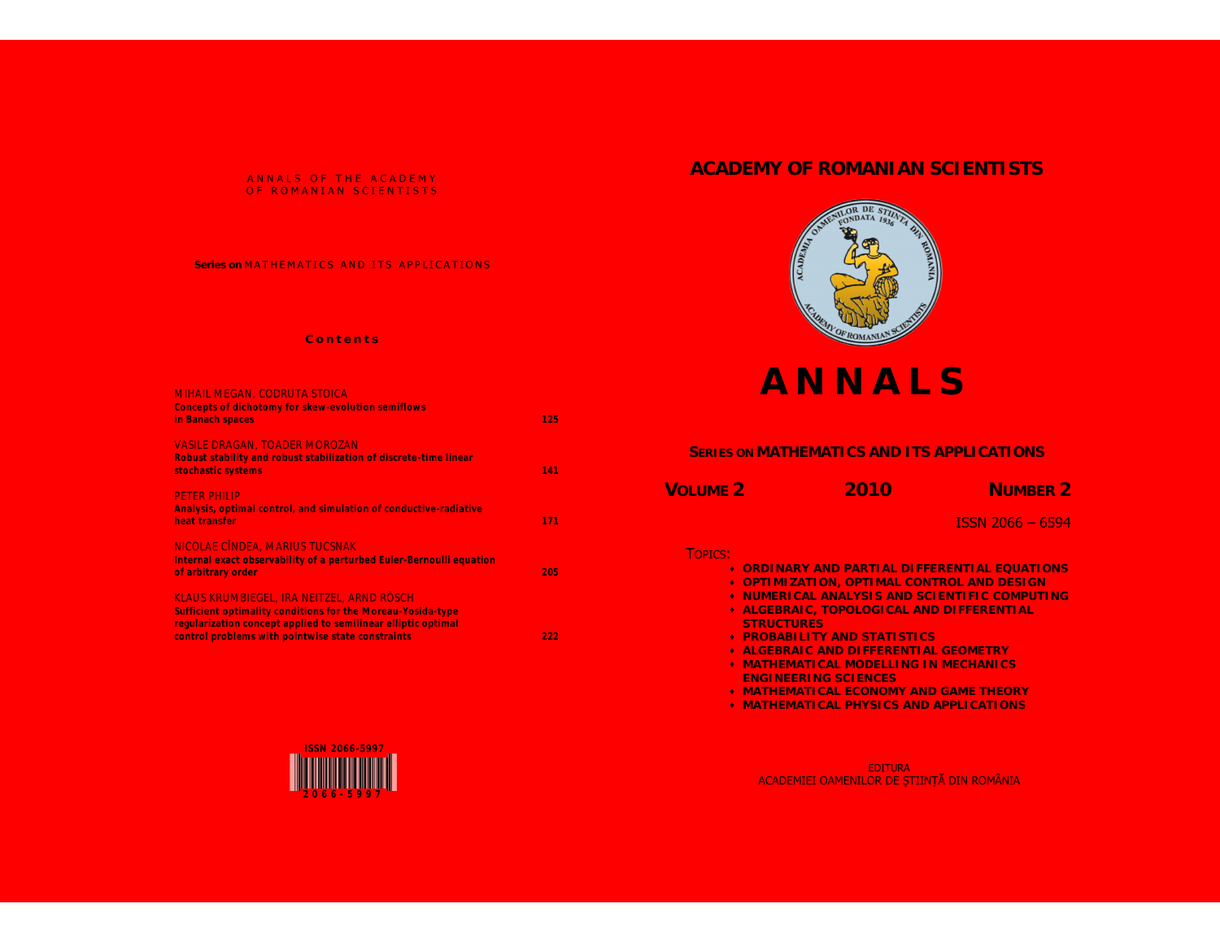ANNALS OF THE ACADEMY OF ROMANIAN SCIENTISTS

**Series on** MATHEMATICS AND ITS APPLICATIONS

### Contents

| | |
|---|---|
| MIHAIL MEGAN, CODRUTA STOICA<br>**Concepts of dichotomy for skew-evolution semiflows in Banach spaces** | 125 |
| VASILE DRAGAN, TOADER MOROZAN<br>**Robust stability and robust stabilization of discrete-time linear stochastic systems** | 141 |
| PETER PHILIP<br>**Analysis, optimal control, and simulation of conductive-radiative heat transfer** | 171 |
| NICOLAE CÎNDEA, MARIUS TUCSNAK<br>**Internal exact observability of a perturbed Euler-Bernoulli equation of arbitrary order** | 205 |
| KLAUS KRUMBIEGEL, IRA NEITZEL, ARND RÖSCH<br>**Sufficient optimality conditions for the Moreau-Yosida-type regularization concept applied to semilinear elliptic optimal control problems with pointwise state constraints** | 222 |

ISSN 2066-5997

2066-5997

# ACADEMY OF ROMANIAN SCIENTISTS

# ANNALS

## SERIES ON MATHEMATICS AND ITS APPLICATIONS

**VOLUME 2** **2010** **NUMBER 2**

ISSN 2066 – 6594

TOPICS:

- **ORDINARY AND PARTIAL DIFFERENTIAL EQUATIONS**
- **OPTIMIZATION, OPTIMAL CONTROL AND DESIGN**
- **NUMERICAL ANALYSIS AND SCIENTIFIC COMPUTING**
- **ALGEBRAIC, TOPOLOGICAL AND DIFFERENTIAL STRUCTURES**
- **PROBABILITY AND STATISTICS**
- **ALGEBRAIC AND DIFFERENTIAL GEOMETRY**
- **MATHEMATICAL MODELLING IN MECHANICS ENGINEERING SCIENCES**
- **MATHEMATICAL ECONOMY AND GAME THEORY**
- **MATHEMATICAL PHYSICS AND APPLICATIONS**

EDITURA
ACADEMIEI OAMENILOR DE ŞTIINŢĂ DIN ROMÂNIA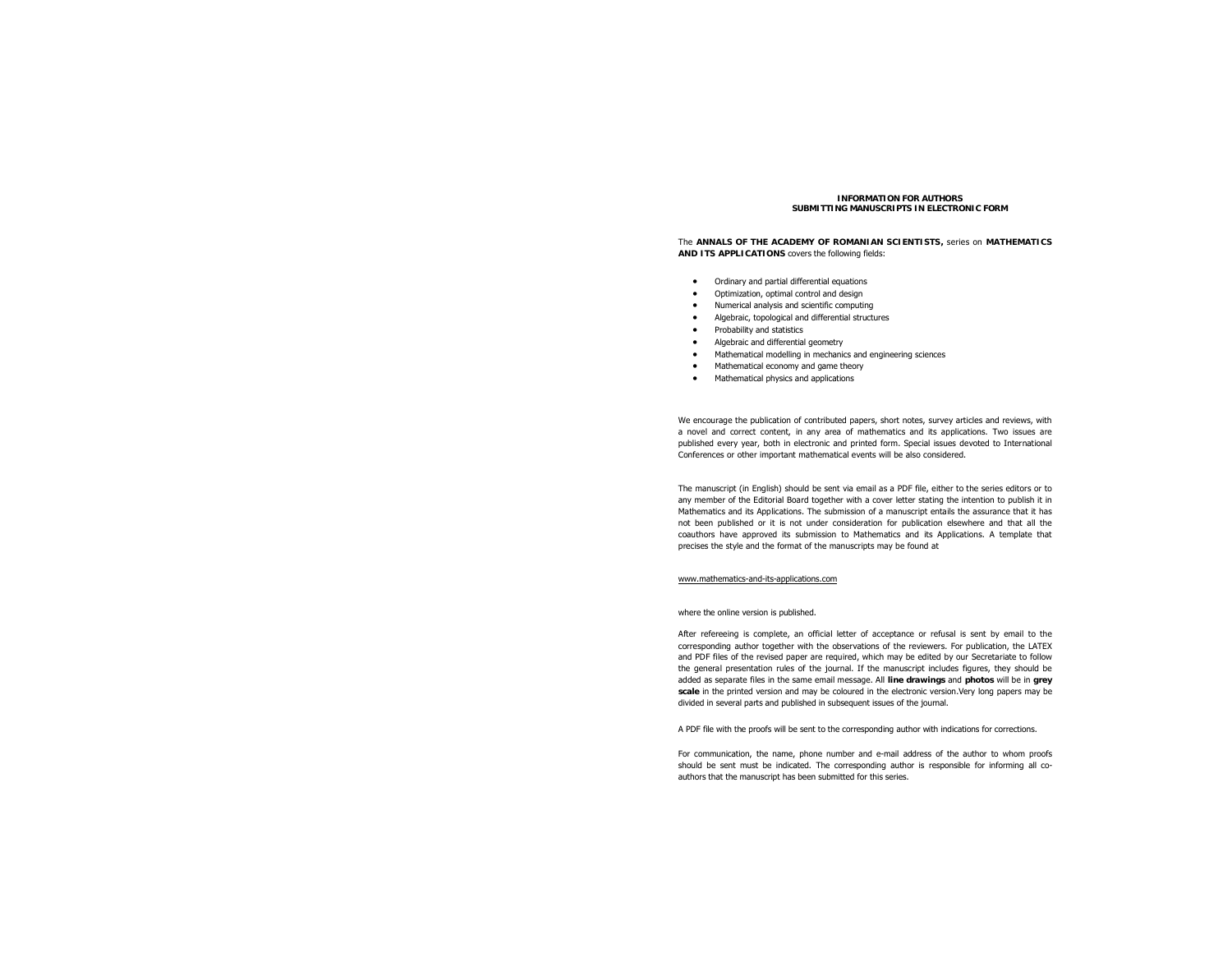# INFORMATION FOR AUTHORS
## SUBMITTING MANUSCRIPTS IN ELECTRONIC FORM

The **ANNALS OF THE ACADEMY OF ROMANIAN SCIENTISTS,** series on **MATHEMATICS AND ITS APPLICATIONS** covers the following fields:

- Ordinary and partial differential equations
- Optimization, optimal control and design
- Numerical analysis and scientific computing
- Algebraic, topological and differential structures
- Probability and statistics
- Algebraic and differential geometry
- Mathematical modelling in mechanics and engineering sciences
- Mathematical economy and game theory
- Mathematical physics and applications

We encourage the publication of contributed papers, short notes, survey articles and reviews, with a novel and correct content, in any area of mathematics and its applications. Two issues are published every year, both in electronic and printed form. Special issues devoted to International Conferences or other important mathematical events will be also considered.

The manuscript (in English) should be sent via email as a PDF file, either to the series editors or to any member of the Editorial Board together with a cover letter stating the intention to publish it in Mathematics and its Applications. The submission of a manuscript entails the assurance that it has not been published or it is not under consideration for publication elsewhere and that all the coauthors have approved its submission to Mathematics and its Applications. A template that precises the style and the format of the manuscripts may be found at

www.mathematics-and-its-applications.com

where the online version is published.

After refereeing is complete, an official letter of acceptance or refusal is sent by email to the corresponding author together with the observations of the reviewers. For publication, the LATEX and PDF files of the revised paper are required, which may be edited by our Secretariate to follow the general presentation rules of the journal. If the manuscript includes figures, they should be added as separate files in the same email message. All **line drawings** and **photos** will be in **grey scale** in the printed version and may be coloured in the electronic version.Very long papers may be divided in several parts and published in subsequent issues of the journal.

A PDF file with the proofs will be sent to the corresponding author with indications for corrections.

For communication, the name, phone number and e-mail address of the author to whom proofs should be sent must be indicated. The corresponding author is responsible for informing all co-authors that the manuscript has been submitted for this series.